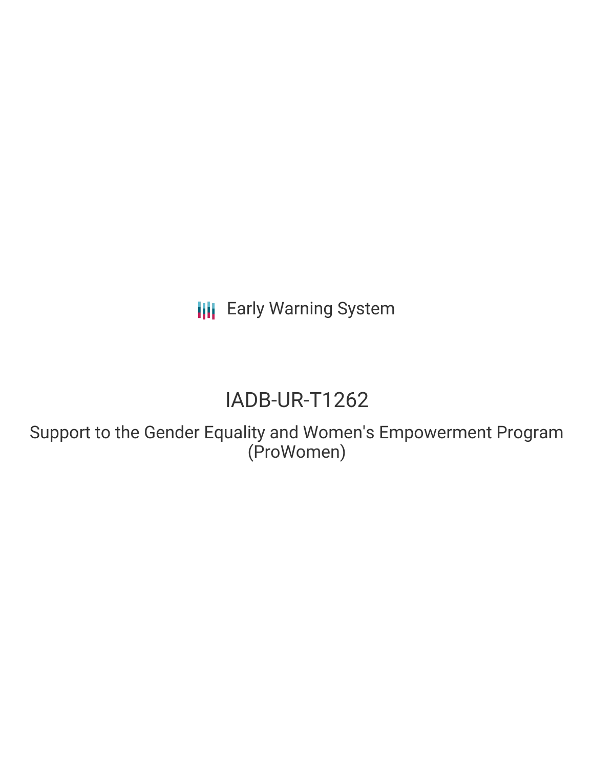Early Warning System

# IADB-UR-T1262

## Support to the Gender Equality and Women's Empowerment Program (ProWomen)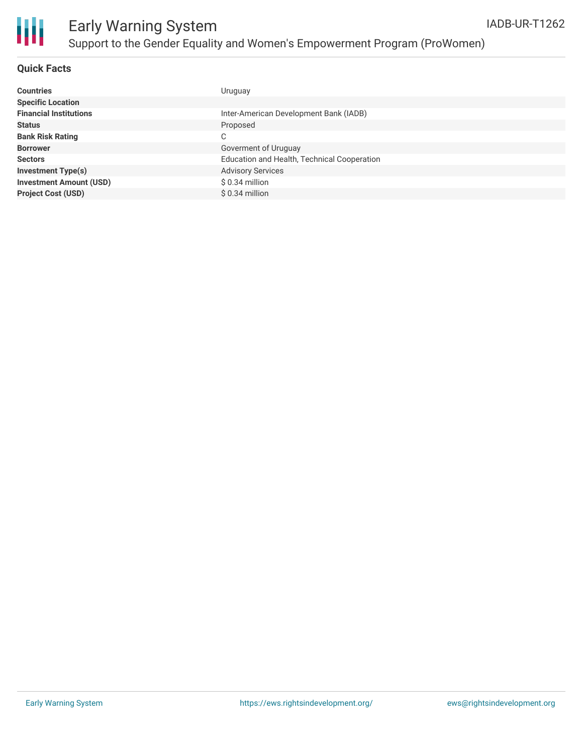# Early Warning System

## Support to the Gender Equality and Women's Empowerment Program (ProWomen)

IADB-UR-T1262

### Quick Facts

| | |
|---|---|
| **Countries** | Uruguay |
| **Specific Location** | |
| **Financial Institutions** | Inter-American Development Bank (IADB) |
| **Status** | Proposed |
| **Bank Risk Rating** | C |
| **Borrower** | Goverment of Uruguay |
| **Sectors** | Education and Health, Technical Cooperation |
| **Investment Type(s)** | Advisory Services |
| **Investment Amount (USD)** | $ 0.34 million |
| **Project Cost (USD)** | $ 0.34 million |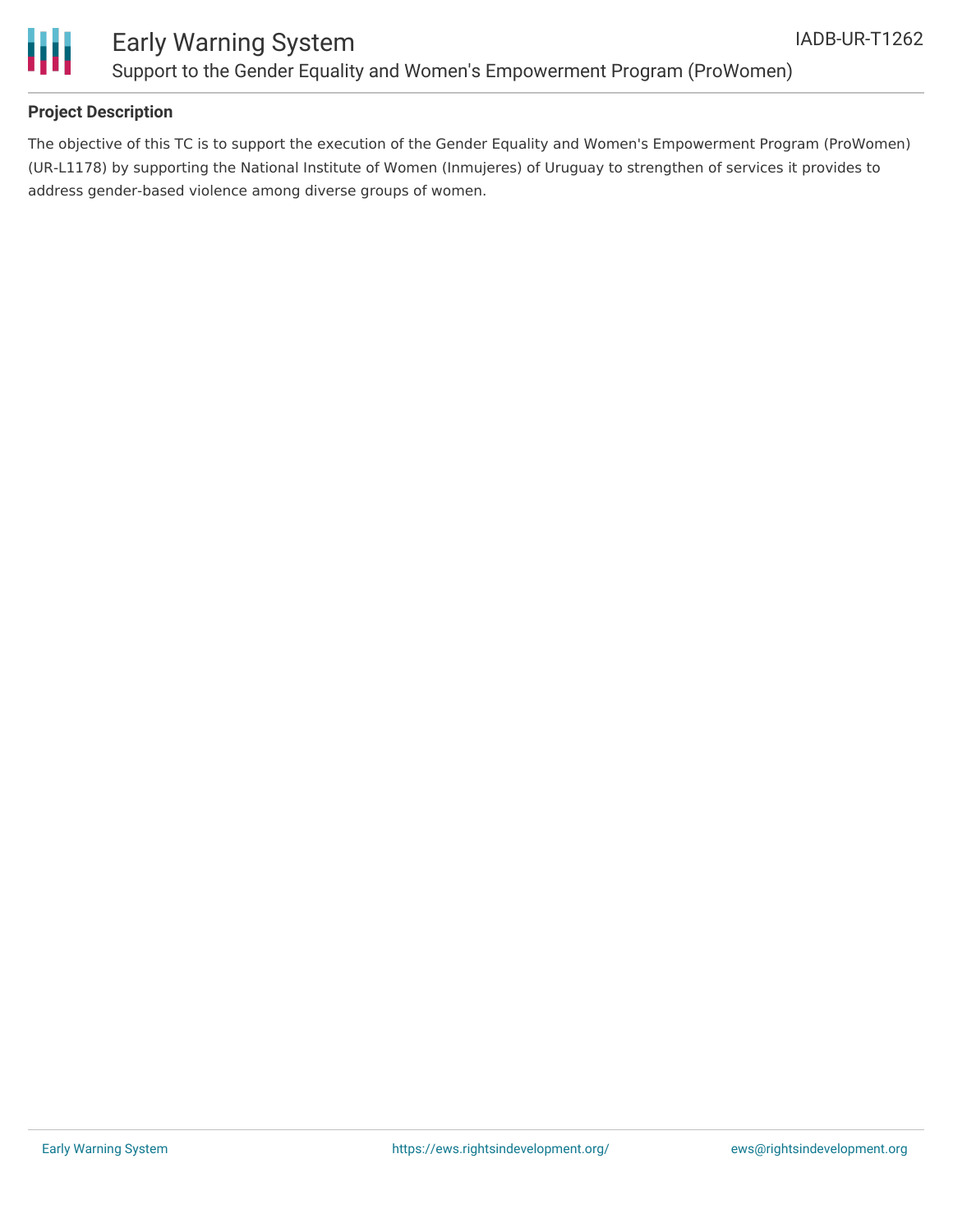## Project Description

The objective of this TC is to support the execution of the Gender Equality and Women's Empowerment Program (ProWomen) (UR-L1178) by supporting the National Institute of Women (Inmujeres) of Uruguay to strengthen of services it provides to address gender-based violence among diverse groups of women.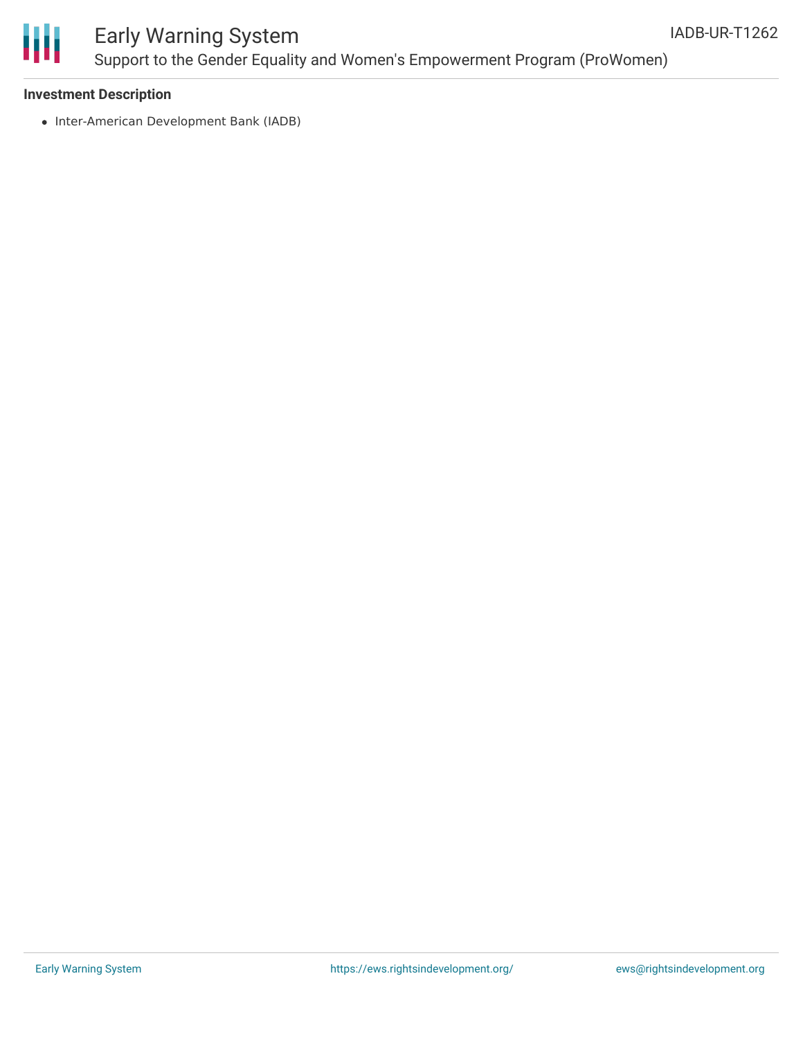**Investment Description**

- Inter-American Development Bank (IADB)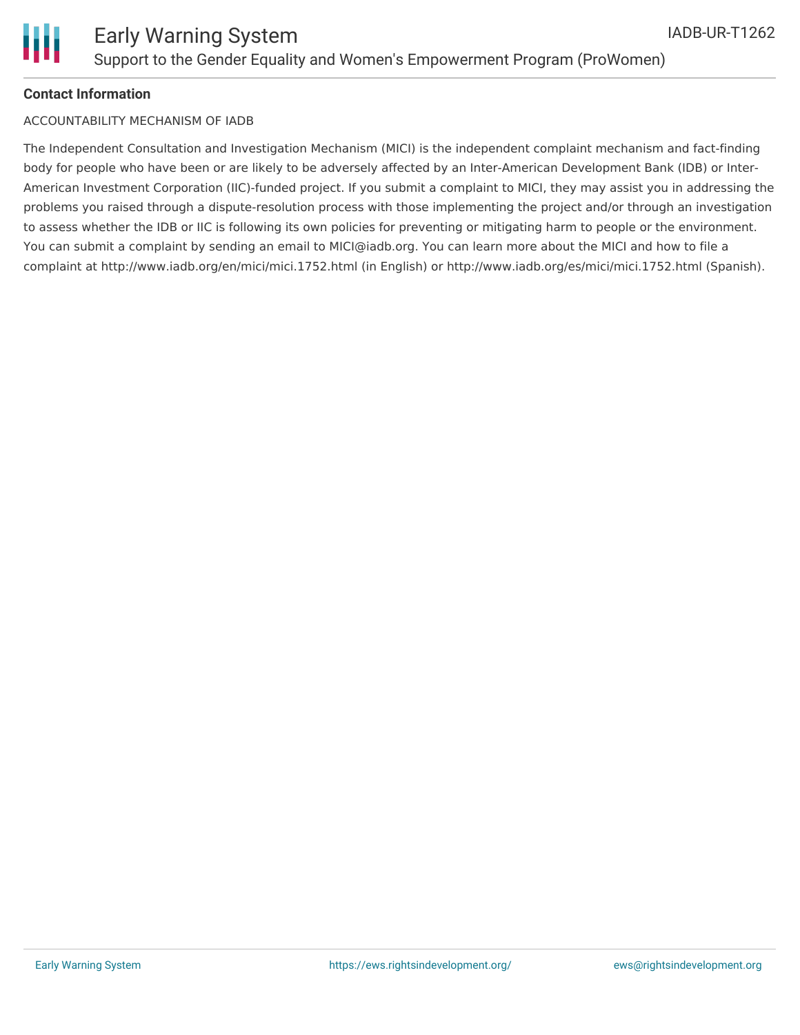**Contact Information**

ACCOUNTABILITY MECHANISM OF IADB

The Independent Consultation and Investigation Mechanism (MICI) is the independent complaint mechanism and fact-finding body for people who have been or are likely to be adversely affected by an Inter-American Development Bank (IDB) or Inter-American Investment Corporation (IIC)-funded project. If you submit a complaint to MICI, they may assist you in addressing the problems you raised through a dispute-resolution process with those implementing the project and/or through an investigation to assess whether the IDB or IIC is following its own policies for preventing or mitigating harm to people or the environment. You can submit a complaint by sending an email to MICI@iadb.org. You can learn more about the MICI and how to file a complaint at http://www.iadb.org/en/mici/mici.1752.html (in English) or http://www.iadb.org/es/mici/mici.1752.html (Spanish).